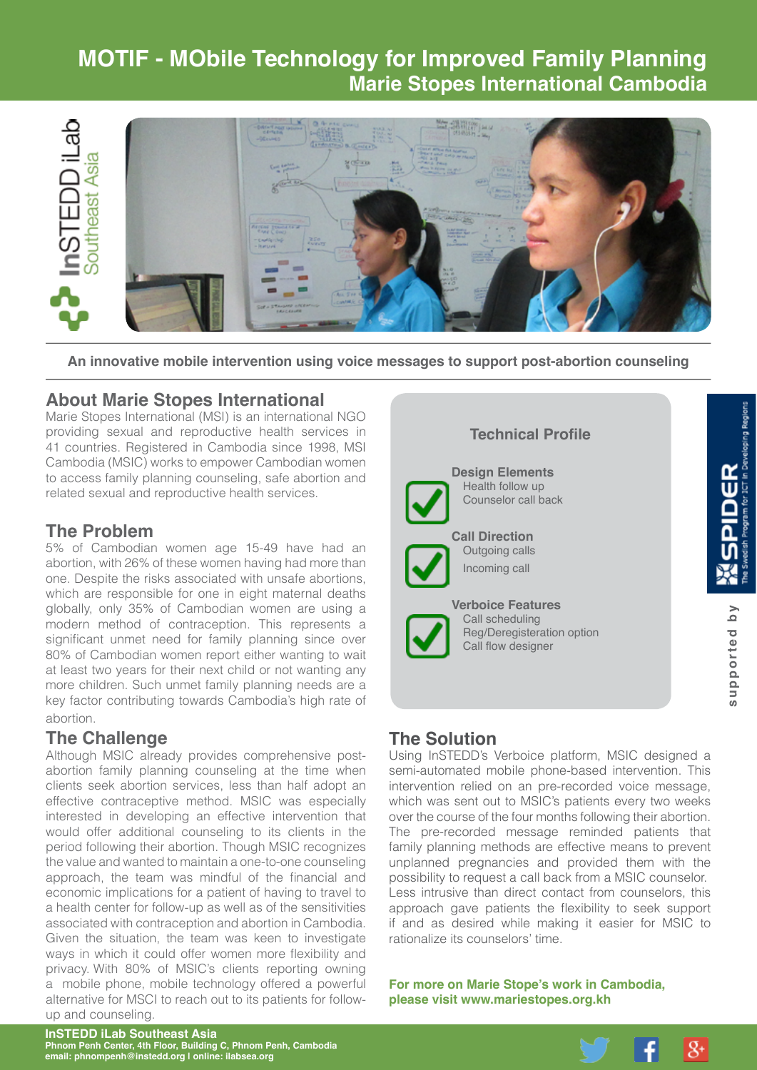# MOTIF - MObile Technology for Improved Family Planning

## Marie Stopes International Cambodia

InSTEDD iLab Southeast Asia

**An innovative mobile intervention using voice messages to support post-abortion counseling**

## About Marie Stopes International

Marie Stopes International (MSI) is an international NGO providing sexual and reproductive health services in 41 countries. Registered in Cambodia since 1998, MSI Cambodia (MSIC) works to empower Cambodian women to access family planning counseling, safe abortion and related sexual and reproductive health services.

## The Problem

5% of Cambodian women age 15-49 have had an abortion, with 26% of these women having had more than one. Despite the risks associated with unsafe abortions, which are responsible for one in eight maternal deaths globally, only 35% of Cambodian women are using a modern method of contraception. This represents a significant unmet need for family planning since over 80% of Cambodian women report either wanting to wait at least two years for their next child or not wanting any more children. Such unmet family planning needs are a key factor contributing towards Cambodia's high rate of abortion.

## The Challenge

Although MSIC already provides comprehensive post-abortion family planning counseling at the time when clients seek abortion services, less than half adopt an effective contraceptive method. MSIC was especially interested in developing an effective intervention that would offer additional counseling to its clients in the period following their abortion. Though MSIC recognizes the value and wanted to maintain a one-to-one counseling approach, the team was mindful of the financial and economic implications for a patient of having to travel to a health center for follow-up as well as of the sensitivities associated with contraception and abortion in Cambodia. Given the situation, the team was keen to investigate ways in which it could offer women more flexibility and privacy. With 80% of MSIC's clients reporting owning a mobile phone, mobile technology offered a powerful alternative for MSCI to reach out to its patients for follow-up and counseling.

## Technical Profile

**Design Elements**
- Health follow up
- Counselor call back

**Call Direction**
- Outgoing calls
- Incoming call

**Verboice Features**
- Call scheduling
- Reg/Deregisteration option
- Call flow designer

## The Solution

Using InSTEDD's Verboice platform, MSIC designed a semi-automated mobile phone-based intervention. This intervention relied on an pre-recorded voice message, which was sent out to MSIC's patients every two weeks over the course of the four months following their abortion. The pre-recorded message reminded patients that family planning methods are effective means to prevent unplanned pregnancies and provided them with the possibility to request a call back from a MSIC counselor. Less intrusive than direct contact from counselors, this approach gave patients the flexibility to seek support if and as desired while making it easier for MSIC to rationalize its counselors' time.

**For more on Marie Stope's work in Cambodia, please visit www.mariestopes.org.kh**

supported by SPIDER – The Swedish Program for ICT in Developing Regions

**InSTEDD iLab Southeast Asia**
Phnom Penh Center, 4th Floor, Building C, Phnom Penh, Cambodia
email: phnompenh@instedd.org | online: ilabsea.org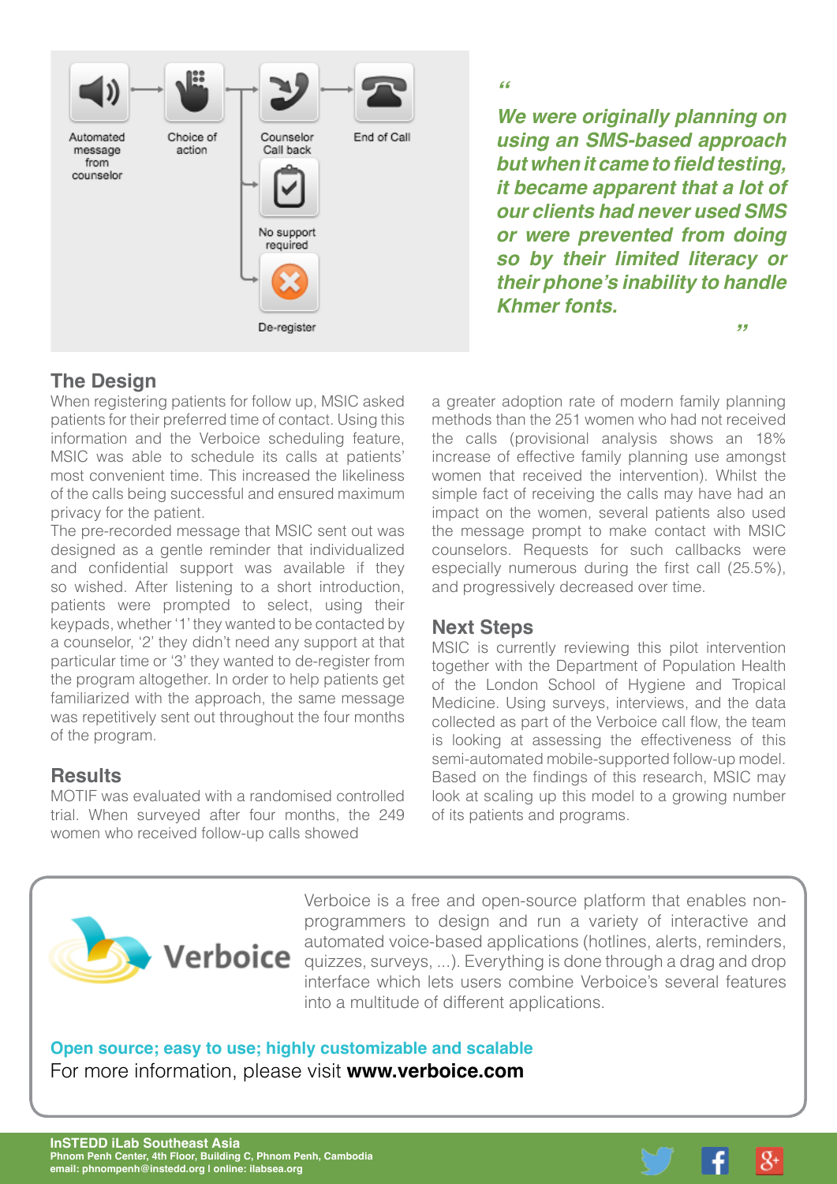Automated message from counselor

Choice of action

Counselor Call back

End of Call

No support required

De-register

> *We were originally planning on using an SMS-based approach but when it came to field testing, it became apparent that a lot of our clients had never used SMS or were prevented from doing so by their limited literacy or their phone's inability to handle Khmer fonts.*

## The Design

When registering patients for follow up, MSIC asked patients for their preferred time of contact. Using this information and the Verboice scheduling feature, MSIC was able to schedule its calls at patients' most convenient time. This increased the likeliness of the calls being successful and ensured maximum privacy for the patient.

The pre-recorded message that MSIC sent out was designed as a gentle reminder that individualized and confidential support was available if they so wished. After listening to a short introduction, patients were prompted to select, using their keypads, whether '1' they wanted to be contacted by a counselor, '2' they didn't need any support at that particular time or '3' they wanted to de-register from the program altogether. In order to help patients get familiarized with the approach, the same message was repetitively sent out throughout the four months of the program.

## Results

MOTIF was evaluated with a randomised controlled trial. When surveyed after four months, the 249 women who received follow-up calls showed a greater adoption rate of modern family planning methods than the 251 women who had not received the calls (provisional analysis shows an 18% increase of effective family planning use amongst women that received the intervention). Whilst the simple fact of receiving the calls may have had an impact on the women, several patients also used the message prompt to make contact with MSIC counselors. Requests for such callbacks were especially numerous during the first call (25.5%), and progressively decreased over time.

## Next Steps

MSIC is currently reviewing this pilot intervention together with the Department of Population Health of the London School of Hygiene and Tropical Medicine. Using surveys, interviews, and the data collected as part of the Verboice call flow, the team is looking at assessing the effectiveness of this semi-automated mobile-supported follow-up model. Based on the findings of this research, MSIC may look at scaling up this model to a growing number of its patients and programs.

Verboice

Verboice is a free and open-source platform that enables non-programmers to design and run a variety of interactive and automated voice-based applications (hotlines, alerts, reminders, quizzes, surveys, ...). Everything is done through a drag and drop interface which lets users combine Verboice's several features into a multitude of different applications.

**Open source; easy to use; highly customizable and scalable**

For more information, please visit **www.verboice.com**

**InSTEDD iLab Southeast Asia**
**Phnom Penh Center, 4th Floor, Building C, Phnom Penh, Cambodia**
**email: phnompenh@instedd.org I online: ilabsea.org**